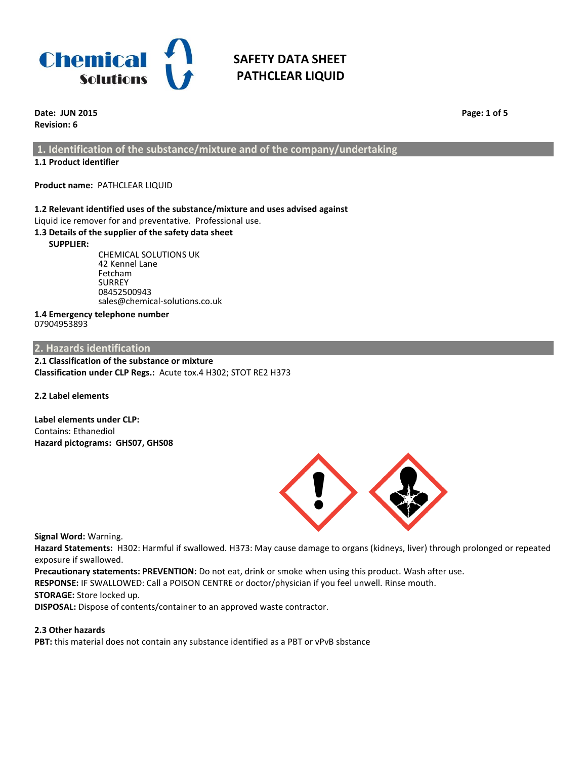# SAFETY DATA SHEET
# PATHCLEAR LIQUID

**Date: JUN 2015**
**Revision: 6**

## 1. Identification of the substance/mixture and of the company/undertaking

**1.1 Product identifier**

**Product name:** PATHCLEAR LIQUID

**1.2 Relevant identified uses of the substance/mixture and uses advised against**
Liquid ice remover for and preventative. Professional use.

**1.3 Details of the supplier of the safety data sheet**

**SUPPLIER:**

CHEMICAL SOLUTIONS UK
42 Kennel Lane
Fetcham
SURREY
08452500943
sales@chemical-solutions.co.uk

**1.4 Emergency telephone number**
07904953893

## 2. Hazards identification

**2.1 Classification of the substance or mixture**
**Classification under CLP Regs.:** Acute tox.4 H302; STOT RE2 H373

**2.2 Label elements**

**Label elements under CLP:**
Contains: Ethanediol
**Hazard pictograms: GHS07, GHS08**

**Signal Word:** Warning.
**Hazard Statements:** H302: Harmful if swallowed. H373: May cause damage to organs (kidneys, liver) through prolonged or repeated exposure if swallowed.
**Precautionary statements: PREVENTION:** Do not eat, drink or smoke when using this product. Wash after use.
**RESPONSE:** IF SWALLOWED: Call a POISON CENTRE or doctor/physician if you feel unwell. Rinse mouth.
**STORAGE:** Store locked up.
**DISPOSAL:** Dispose of contents/container to an approved waste contractor.

**2.3 Other hazards**
**PBT:** this material does not contain any substance identified as a PBT or vPvB sbstance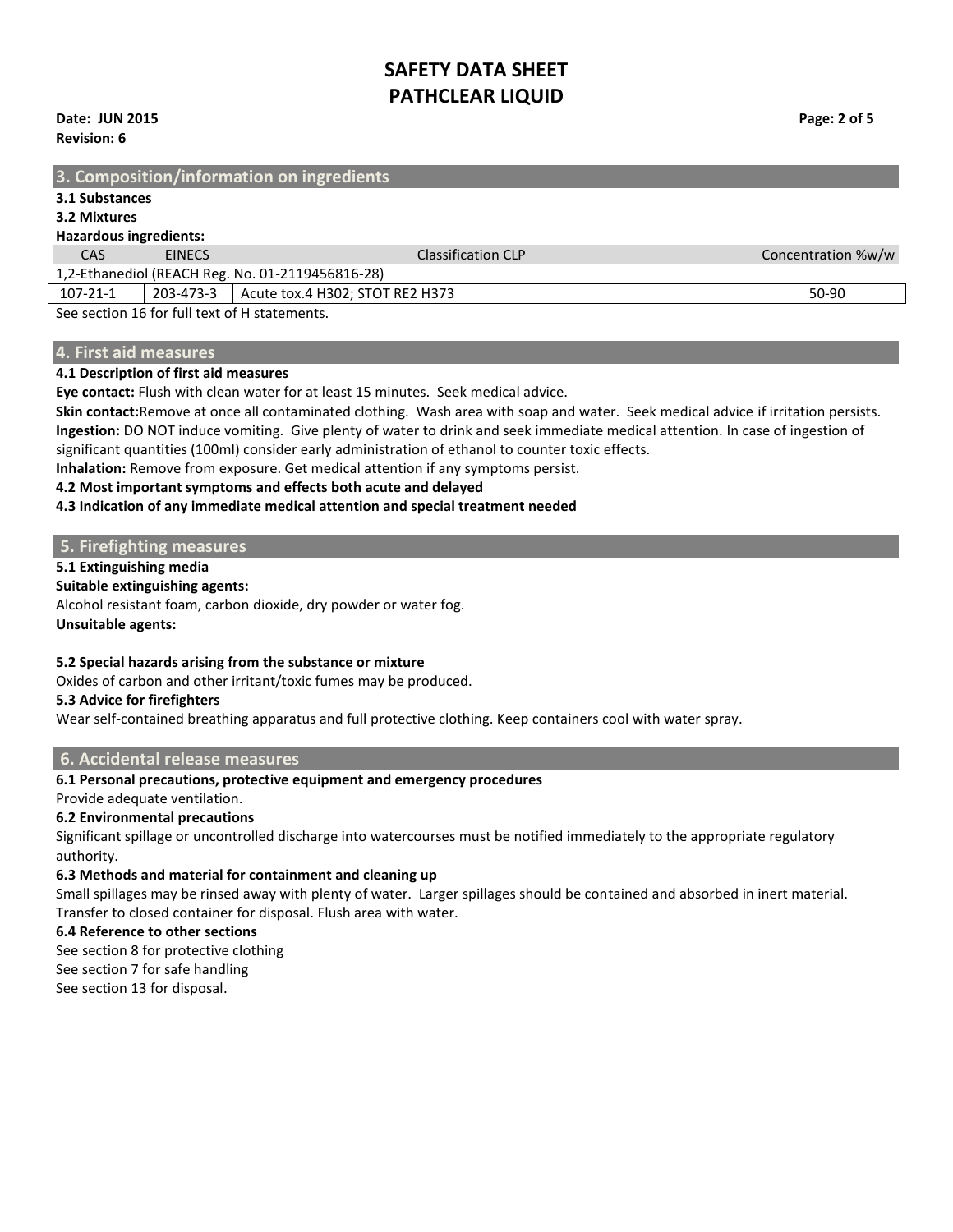## 3. Composition/information on ingredients

**3.1 Substances**

**3.2 Mixtures**

**Hazardous ingredients:**

| CAS | EINECS | Classification CLP | Concentration %w/w |
|---|---|---|---|
| 1,2-Ethanediol (REACH Reg. No. 01-2119456816-28) | | | |
| 107-21-1 | 203-473-3 | Acute tox.4 H302; STOT RE2 H373 | 50-90 |

See section 16 for full text of H statements.

## 4. First aid measures

**4.1 Description of first aid measures**

**Eye contact:** Flush with clean water for at least 15 minutes. Seek medical advice.

**Skin contact:** Remove at once all contaminated clothing. Wash area with soap and water. Seek medical advice if irritation persists.

**Ingestion:** DO NOT induce vomiting. Give plenty of water to drink and seek immediate medical attention. In case of ingestion of significant quantities (100ml) consider early administration of ethanol to counter toxic effects.

**Inhalation:** Remove from exposure. Get medical attention if any symptoms persist.

**4.2 Most important symptoms and effects both acute and delayed**

**4.3 Indication of any immediate medical attention and special treatment needed**

## 5. Firefighting measures

**5.1 Extinguishing media**

**Suitable extinguishing agents:**

Alcohol resistant foam, carbon dioxide, dry powder or water fog.

**Unsuitable agents:**

**5.2 Special hazards arising from the substance or mixture**

Oxides of carbon and other irritant/toxic fumes may be produced.

**5.3 Advice for firefighters**

Wear self-contained breathing apparatus and full protective clothing. Keep containers cool with water spray.

## 6. Accidental release measures

**6.1 Personal precautions, protective equipment and emergency procedures**

Provide adequate ventilation.

**6.2 Environmental precautions**

Significant spillage or uncontrolled discharge into watercourses must be notified immediately to the appropriate regulatory authority.

**6.3 Methods and material for containment and cleaning up**

Small spillages may be rinsed away with plenty of water. Larger spillages should be contained and absorbed in inert material. Transfer to closed container for disposal. Flush area with water.

**6.4 Reference to other sections**

See section 8 for protective clothing

See section 7 for safe handling

See section 13 for disposal.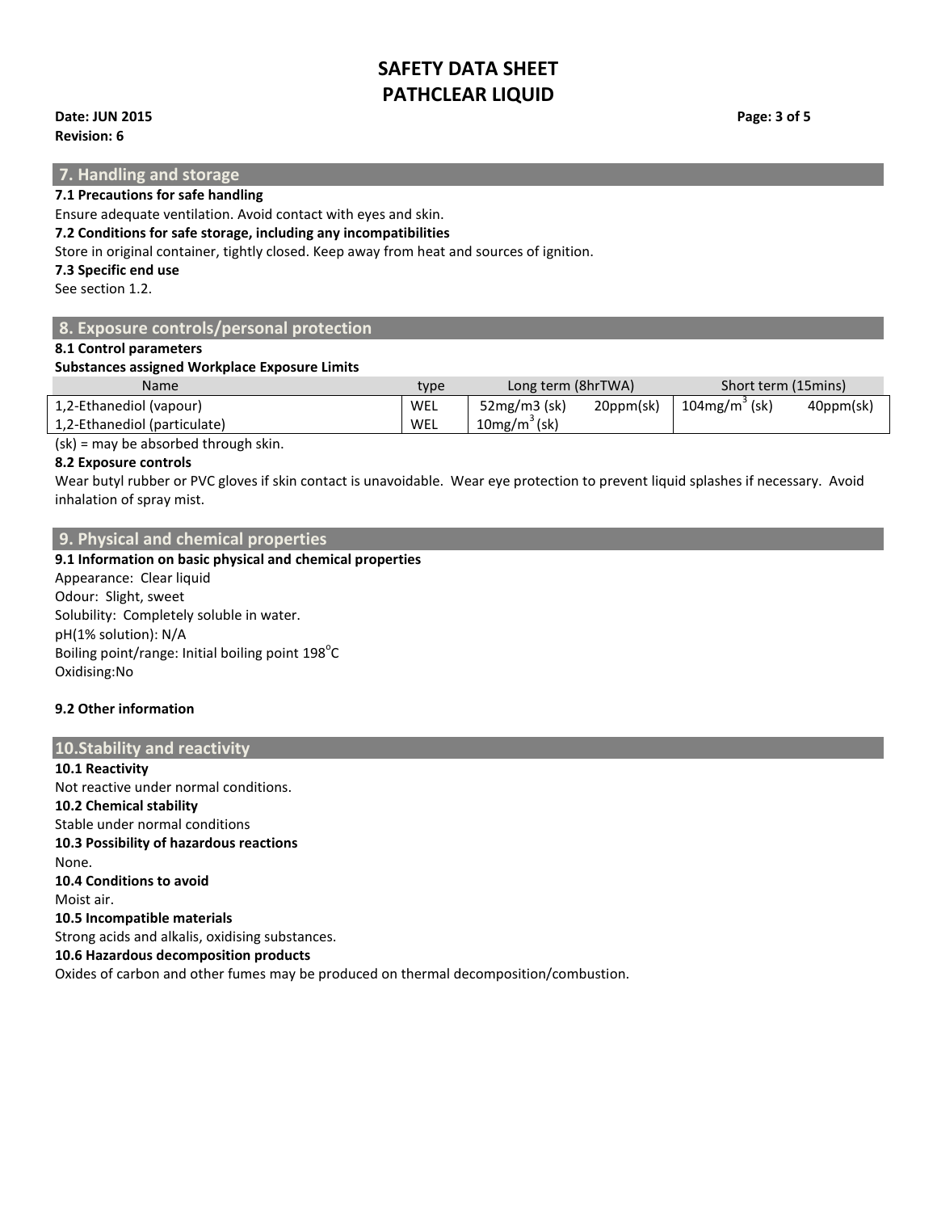## 7. Handling and storage

**7.1 Precautions for safe handling**

Ensure adequate ventilation. Avoid contact with eyes and skin.

**7.2 Conditions for safe storage, including any incompatibilities**

Store in original container, tightly closed. Keep away from heat and sources of ignition.

**7.3 Specific end use**

See section 1.2.

## 8. Exposure controls/personal protection

**8.1 Control parameters**

**Substances assigned Workplace Exposure Limits**

| Name | type | Long term (8hrTWA) | | Short term (15mins) | |
|---|---|---|---|---|---|
| 1,2-Ethanediol (vapour) | WEL | 52mg/m3 (sk) | 20ppm(sk) | 104mg/$m^3$ (sk) | 40ppm(sk) |
| 1,2-Ethanediol (particulate) | WEL | 10mg/$m^3$ (sk) | | | |

(sk) = may be absorbed through skin.

**8.2 Exposure controls**

Wear butyl rubber or PVC gloves if skin contact is unavoidable. Wear eye protection to prevent liquid splashes if necessary. Avoid inhalation of spray mist.

## 9. Physical and chemical properties

**9.1 Information on basic physical and chemical properties**

Appearance: Clear liquid
Odour: Slight, sweet
Solubility: Completely soluble in water.
pH(1% solution): N/A
Boiling point/range: Initial boiling point 198$^{o}$C
Oxidising:No

**9.2 Other information**

## 10.Stability and reactivity

**10.1 Reactivity**

Not reactive under normal conditions.

**10.2 Chemical stability**

Stable under normal conditions

**10.3 Possibility of hazardous reactions**

None.

**10.4 Conditions to avoid**

Moist air.

**10.5 Incompatible materials**

Strong acids and alkalis, oxidising substances.

**10.6 Hazardous decomposition products**

Oxides of carbon and other fumes may be produced on thermal decomposition/combustion.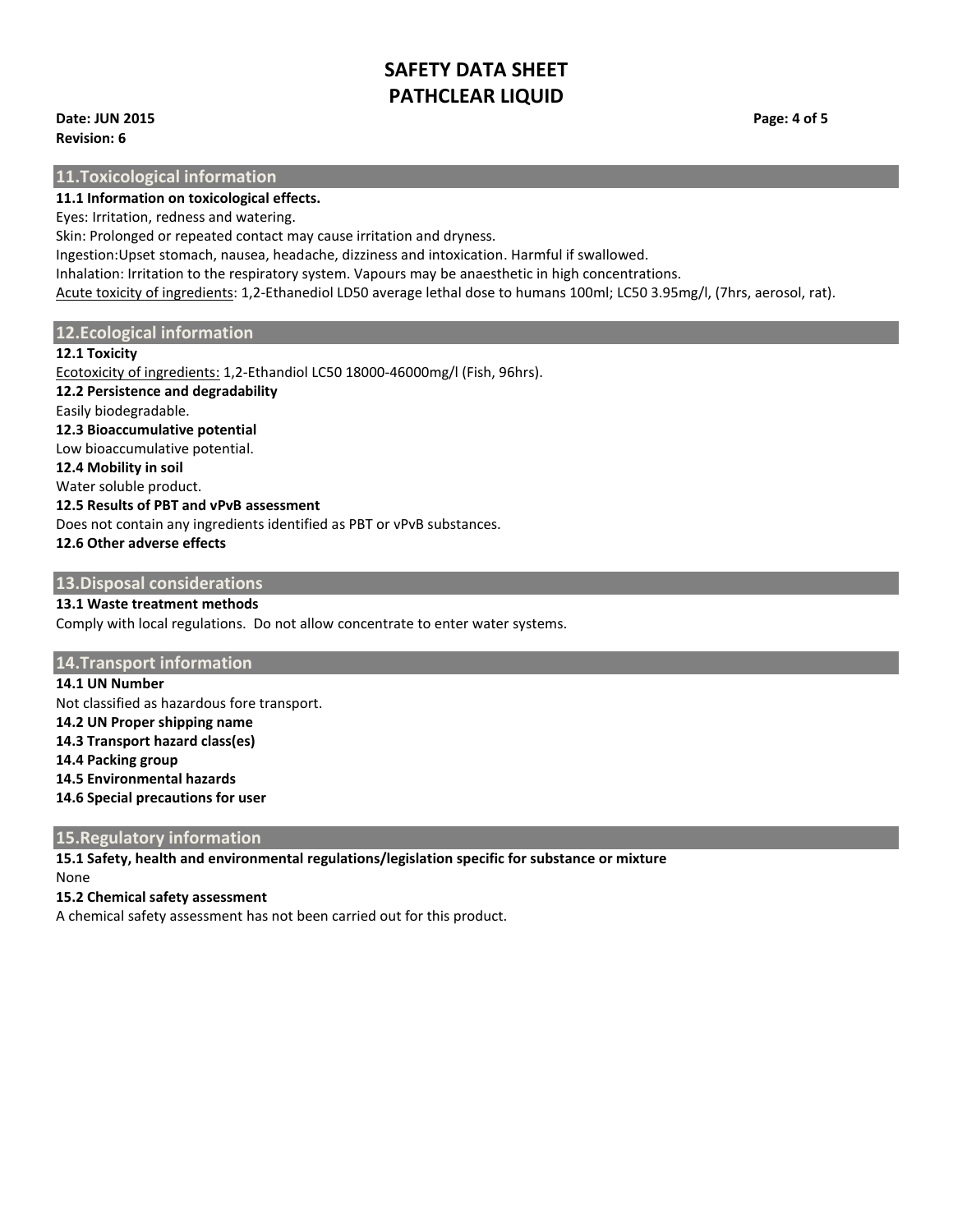## 11.Toxicological information

**11.1 Information on toxicological effects.**

Eyes: Irritation, redness and watering.

Skin: Prolonged or repeated contact may cause irritation and dryness.

Ingestion:Upset stomach, nausea, headache, dizziness and intoxication. Harmful if swallowed.

Inhalation: Irritation to the respiratory system. Vapours may be anaesthetic in high concentrations.

<u>Acute toxicity of ingredients</u>: 1,2-Ethanediol LD50 average lethal dose to humans 100ml; LC50 3.95mg/l, (7hrs, aerosol, rat).

## 12.Ecological information

**12.1 Toxicity**

<u>Ecotoxicity of ingredients:</u> 1,2-Ethandiol LC50 18000-46000mg/l (Fish, 96hrs).

**12.2 Persistence and degradability**

Easily biodegradable.

**12.3 Bioaccumulative potential**

Low bioaccumulative potential.

**12.4 Mobility in soil**

Water soluble product.

**12.5 Results of PBT and vPvB assessment**

Does not contain any ingredients identified as PBT or vPvB substances.

**12.6 Other adverse effects**

## 13.Disposal considerations

**13.1 Waste treatment methods**

Comply with local regulations. Do not allow concentrate to enter water systems.

## 14.Transport information

**14.1 UN Number**

Not classified as hazardous fore transport.

**14.2 UN Proper shipping name**

**14.3 Transport hazard class(es)**

**14.4 Packing group**

**14.5 Environmental hazards**

**14.6 Special precautions for user**

## 15.Regulatory information

**15.1 Safety, health and environmental regulations/legislation specific for substance or mixture**

None

**15.2 Chemical safety assessment**

A chemical safety assessment has not been carried out for this product.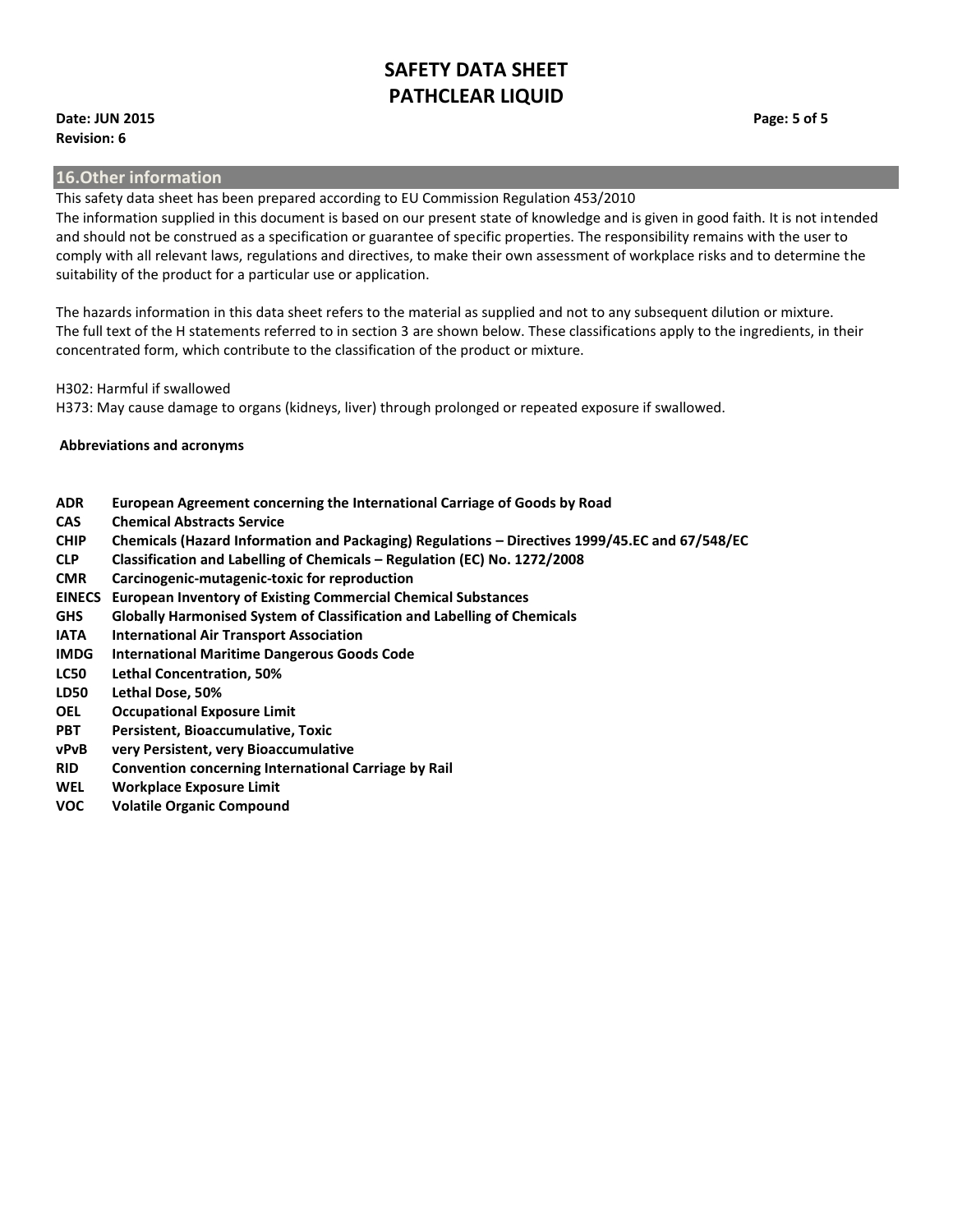## 16.Other information

This safety data sheet has been prepared according to EU Commission Regulation 453/2010
The information supplied in this document is based on our present state of knowledge and is given in good faith. It is not intended and should not be construed as a specification or guarantee of specific properties. The responsibility remains with the user to comply with all relevant laws, regulations and directives, to make their own assessment of workplace risks and to determine the suitability of the product for a particular use or application.

The hazards information in this data sheet refers to the material as supplied and not to any subsequent dilution or mixture.
The full text of the H statements referred to in section 3 are shown below. These classifications apply to the ingredients, in their concentrated form, which contribute to the classification of the product or mixture.

H302: Harmful if swallowed
H373: May cause damage to organs (kidneys, liver) through prolonged or repeated exposure if swallowed.

**Abbreviations and acronyms**

| | |
|---|---|
| **ADR** | **European Agreement concerning the International Carriage of Goods by Road** |
| **CAS** | **Chemical Abstracts Service** |
| **CHIP** | **Chemicals (Hazard Information and Packaging) Regulations – Directives 1999/45.EC and 67/548/EC** |
| **CLP** | **Classification and Labelling of Chemicals – Regulation (EC) No. 1272/2008** |
| **CMR** | **Carcinogenic-mutagenic-toxic for reproduction** |
| **EINECS** | **European Inventory of Existing Commercial Chemical Substances** |
| **GHS** | **Globally Harmonised System of Classification and Labelling of Chemicals** |
| **IATA** | **International Air Transport Association** |
| **IMDG** | **International Maritime Dangerous Goods Code** |
| **LC50** | **Lethal Concentration, 50%** |
| **LD50** | **Lethal Dose, 50%** |
| **OEL** | **Occupational Exposure Limit** |
| **PBT** | **Persistent, Bioaccumulative, Toxic** |
| **vPvB** | **very Persistent, very Bioaccumulative** |
| **RID** | **Convention concerning International Carriage by Rail** |
| **WEL** | **Workplace Exposure Limit** |
| **VOC** | **Volatile Organic Compound** |